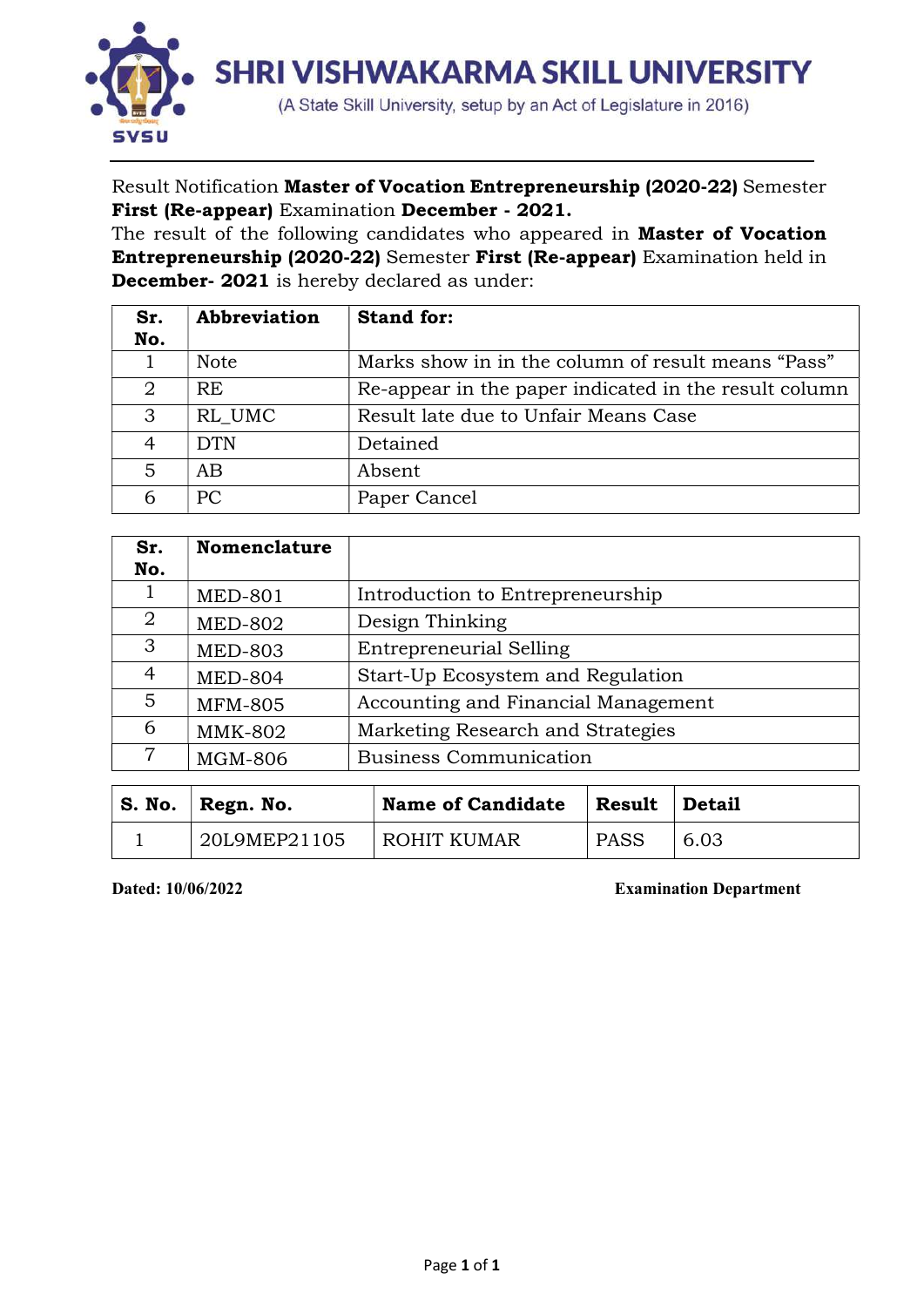# SHRI VISHWAKARMA SKILL UNIVERSITY

(A State Skill University, setup by an Act of Legislature in 2016)

Result Notification **Master of Vocation Entrepreneurship (2020-22)** Semester **First (Re-appear)** Examination **December - 2021.**

The result of the following candidates who appeared in **Master of Vocation Entrepreneurship (2020-22)** Semester **First (Re-appear)** Examination held in **December- 2021** is hereby declared as under:

| Sr. No. | Abbreviation | Stand for: |
|---|---|---|
| 1 | Note | Marks show in in the column of result means "Pass" |
| 2 | RE | Re-appear in the paper indicated in the result column |
| 3 | RL_UMC | Result late due to Unfair Means Case |
| 4 | DTN | Detained |
| 5 | AB | Absent |
| 6 | PC | Paper Cancel |

| Sr. No. | Nomenclature | |
|---|---|---|
| 1 | MED-801 | Introduction to Entrepreneurship |
| 2 | MED-802 | Design Thinking |
| 3 | MED-803 | Entrepreneurial Selling |
| 4 | MED-804 | Start-Up Ecosystem and Regulation |
| 5 | MFM-805 | Accounting and Financial Management |
| 6 | MMK-802 | Marketing Research and Strategies |
| 7 | MGM-806 | Business Communication |

| S. No. | Regn. No. | Name of Candidate | Result | Detail |
|---|---|---|---|---|
| 1 | 20L9MEP21105 | ROHIT KUMAR | PASS | 6.03 |

**Dated: 10/06/2022** **Examination Department**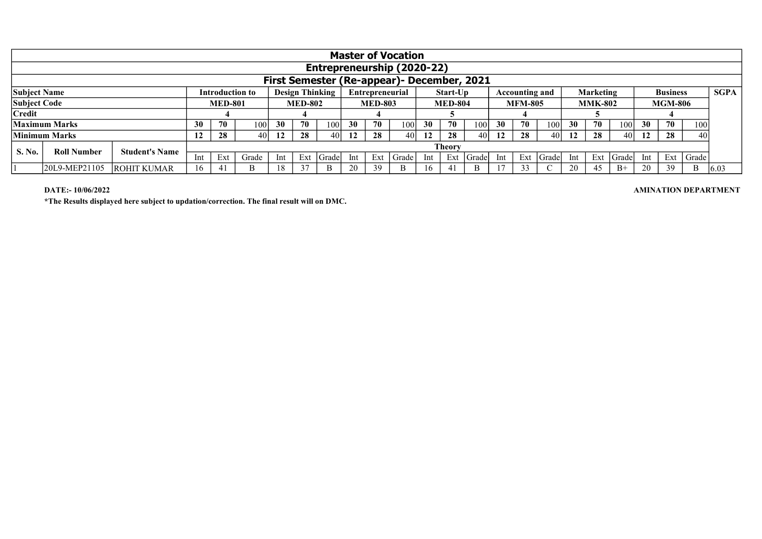# Master of Vocation

## Entrepreneurship (2020-22)

### First Semester (Re-appear)- December, 2021

| Subject Name | | | Introduction to | | | Design Thinking | | | Entrepreneurial | | | Start-Up | | | Accounting and | | | Marketing | | | Business | | | SGPA |
|---|---|---|---|---|---|---|---|---|---|---|---|---|---|---|---|---|---|---|---|---|---|---|---|---|
| **Subject Code** | | | **MED-801** | | | **MED-802** | | | **MED-803** | | | **MED-804** | | | **MFM-805** | | | **MMK-802** | | | **MGM-806** | | | |
| **Credit** | | | **4** | | | **4** | | | **4** | | | **5** | | | **4** | | | **5** | | | **4** | | | |
| **Maximum Marks** | | | **30** | **70** | 100 | **30** | **70** | 100 | **30** | **70** | 100 | **30** | **70** | 100 | **30** | **70** | 100 | **30** | **70** | 100 | **30** | **70** | 100 | |
| **Minimum Marks** | | | **12** | **28** | 40 | **12** | **28** | 40 | **12** | **28** | 40 | **12** | **28** | 40 | **12** | **28** | 40 | **12** | **28** | 40 | **12** | **28** | 40 | |
| **S. No.** | **Roll Number** | **Student's Name** | **Theory** | | | | | | | | | | | | | | | | | | | | | |
| | | | Int | Ext | Grade | Int | Ext | Grade | Int | Ext | Grade | Int | Ext | Grade | Int | Ext | Grade | Int | Ext | Grade | Int | Ext | Grade | |
| 1 | 20L9-MEP21105 | ROHIT KUMAR | 16 | 41 | B | 18 | 37 | B | 20 | 39 | B | 16 | 41 | B | 17 | 33 | C | 20 | 45 | B+ | 20 | 39 | B | 6.03 |

**DATE:- 10/06/2022**

**AMINATION DEPARTMENT**

**\*The Results displayed here subject to updation/correction. The final result will on DMC.**